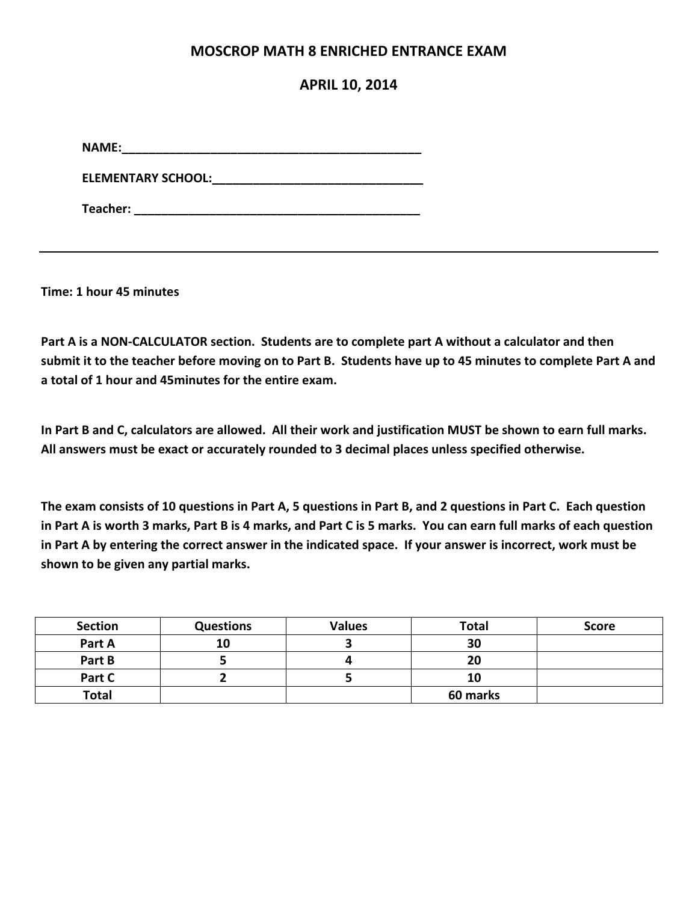# MOSCROP MATH 8 ENRICHED ENTRANCE EXAM

## APRIL 10, 2014

**NAME:**_______________________________________________

**ELEMENTARY SCHOOL:**________________________________

**Teacher:** _____________________________________________

---

**Time: 1 hour 45 minutes**

**Part A is a NON-CALCULATOR section. Students are to complete part A without a calculator and then submit it to the teacher before moving on to Part B. Students have up to 45 minutes to complete Part A and a total of 1 hour and 45minutes for the entire exam.**

**In Part B and C, calculators are allowed. All their work and justification MUST be shown to earn full marks. All answers must be exact or accurately rounded to 3 decimal places unless specified otherwise.**

**The exam consists of 10 questions in Part A, 5 questions in Part B, and 2 questions in Part C. Each question in Part A is worth 3 marks, Part B is 4 marks, and Part C is 5 marks. You can earn full marks of each question in Part A by entering the correct answer in the indicated space. If your answer is incorrect, work must be shown to be given any partial marks.**

| Section | Questions | Values | Total | Score |
|---|---|---|---|---|
| Part A | 10 | 3 | 30 | |
| Part B | 5 | 4 | 20 | |
| Part C | 2 | 5 | 10 | |
| Total | | | 60 marks | |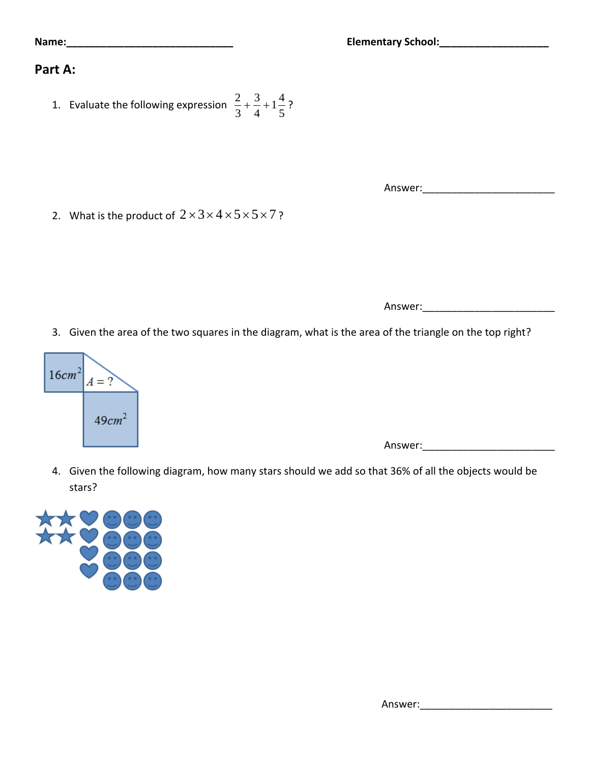Name:_______________________________ Elementary School:____________________

## Part A:

1. Evaluate the following expression $\frac{2}{3}+\frac{3}{4}+1\frac{4}{5}$?

Answer:________________________

2. What is the product of $2\times3\times4\times5\times5\times7$?

Answer:________________________

3. Given the area of the two squares in the diagram, what is the area of the triangle on the top right?

$16cm^2$ $A=?$ $49cm^2$

Answer:________________________

4. Given the following diagram, how many stars should we add so that 36% of all the objects would be stars?

Answer:________________________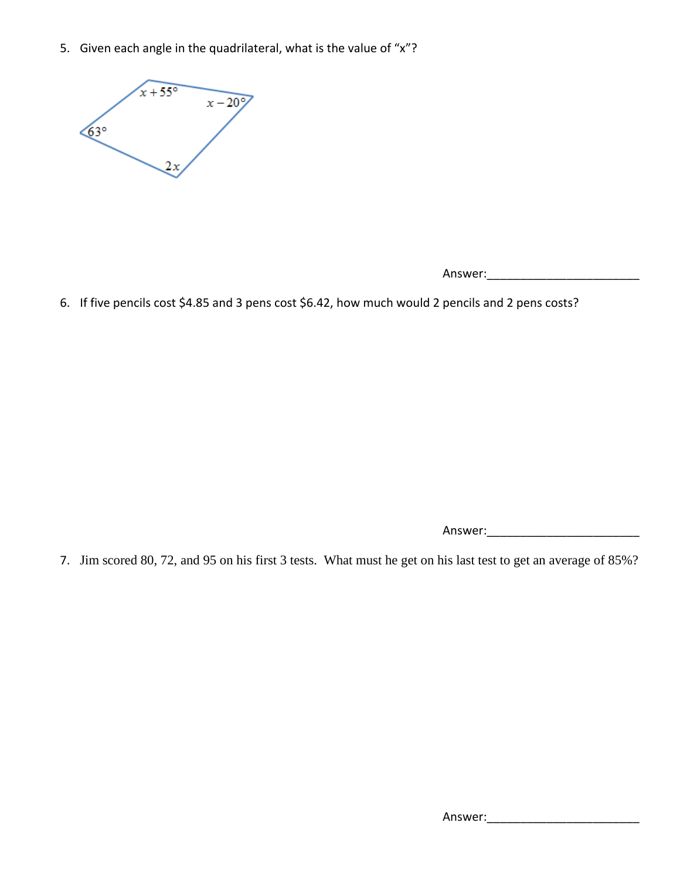5. Given each angle in the quadrilateral, what is the value of "x"?

$x + 55°$

$x - 20°$

$63°$

$2x$

Answer:________________________

6. If five pencils cost \$4.85 and 3 pens cost \$6.42, how much would 2 pencils and 2 pens costs?

Answer:________________________

7. Jim scored 80, 72, and 95 on his first 3 tests. What must he get on his last test to get an average of 85%?

Answer:________________________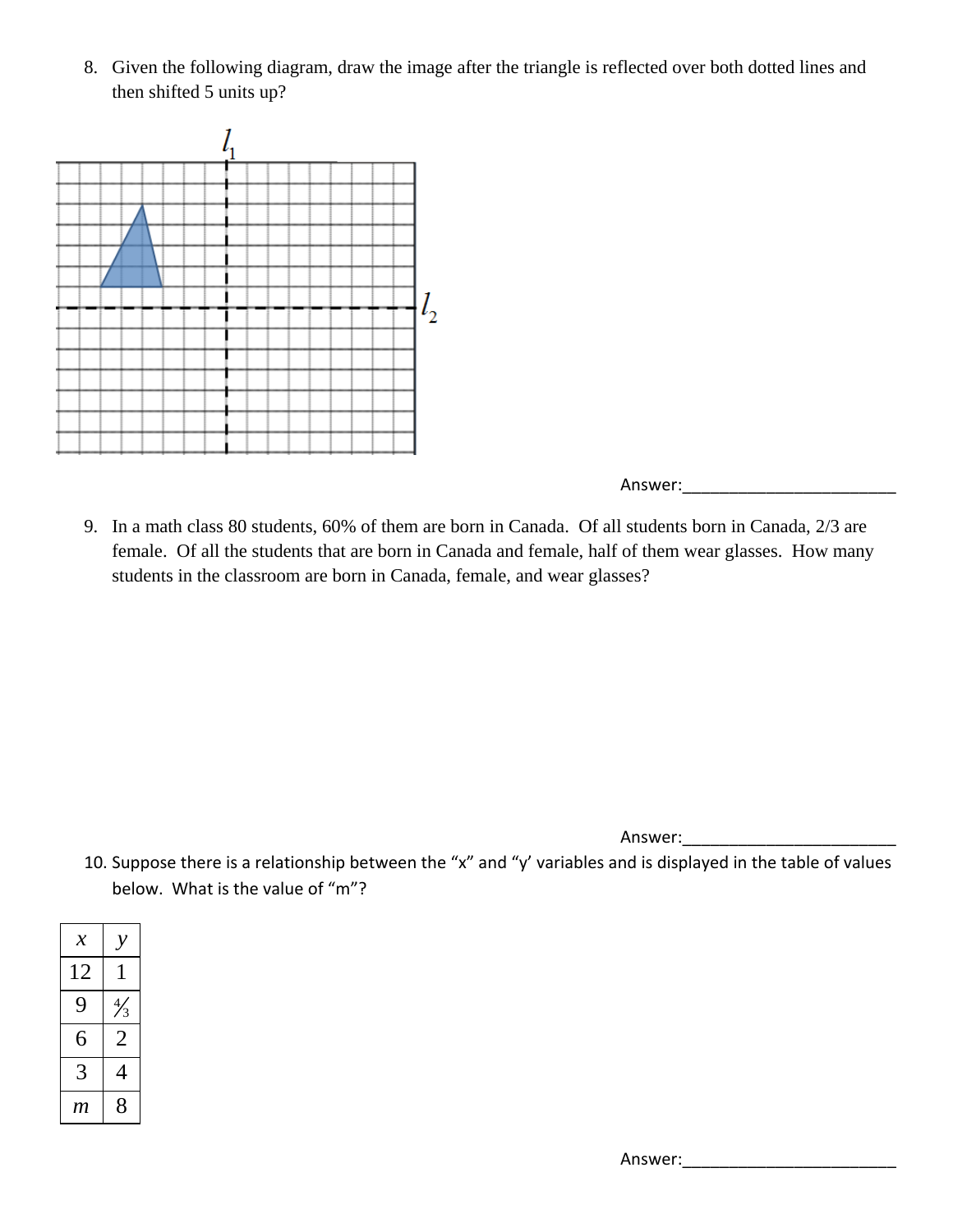8. Given the following diagram, draw the image after the triangle is reflected over both dotted lines and then shifted 5 units up?

$l_1$

$l_2$

Answer:________________________

9. In a math class 80 students, 60% of them are born in Canada. Of all students born in Canada, 2/3 are female. Of all the students that are born in Canada and female, half of them wear glasses. How many students in the classroom are born in Canada, female, and wear glasses?

Answer:________________________

10. Suppose there is a relationship between the "x" and "y' variables and is displayed in the table of values below. What is the value of "m"?

| $x$ | $y$ |
|---|---|
| 12 | 1 |
| 9 | $\frac{4}{3}$ |
| 6 | 2 |
| 3 | 4 |
| $m$ | 8 |

Answer:________________________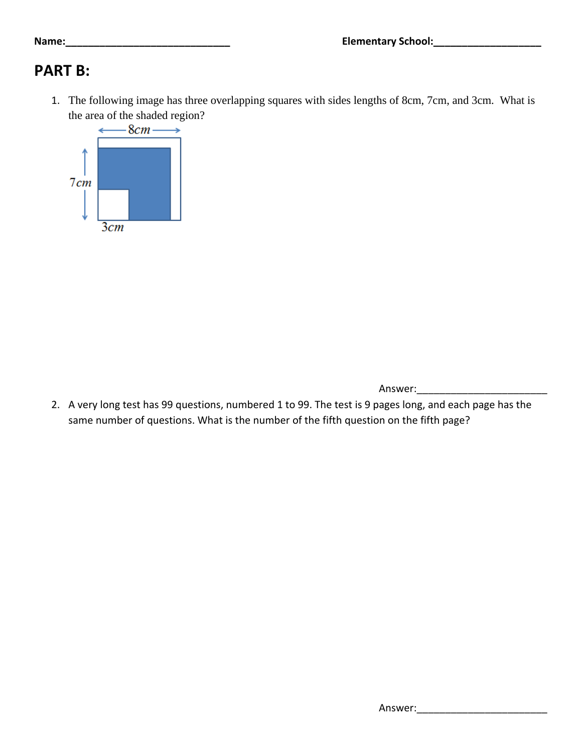Name:_______________________________ Elementary School:____________________

# PART B:

1. The following image has three overlapping squares with sides lengths of 8cm, 7cm, and 3cm. What is the area of the shaded region?

8cm

7cm

3cm

Answer:________________________

2. A very long test has 99 questions, numbered 1 to 99. The test is 9 pages long, and each page has the same number of questions. What is the number of the fifth question on the fifth page?

Answer:________________________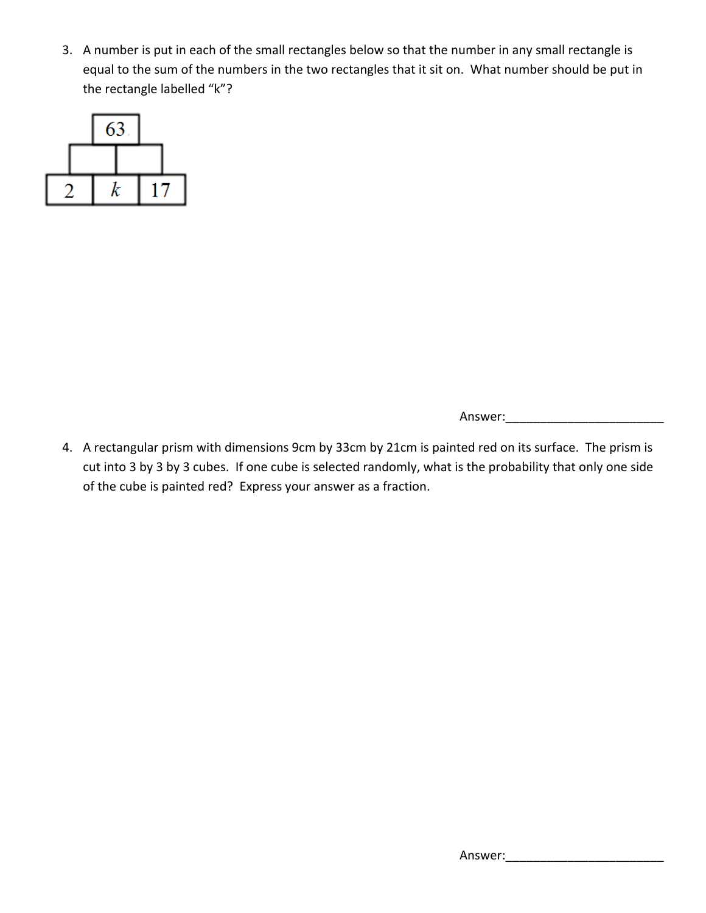3. A number is put in each of the small rectangles below so that the number in any small rectangle is equal to the sum of the numbers in the two rectangles that it sit on. What number should be put in the rectangle labelled "k"?

| | 63 | |
|---|---|---|
| | | |
| 2 | $k$ | 17 |

Answer:________________________

4. A rectangular prism with dimensions 9cm by 33cm by 21cm is painted red on its surface. The prism is cut into 3 by 3 by 3 cubes. If one cube is selected randomly, what is the probability that only one side of the cube is painted red? Express your answer as a fraction.

Answer:________________________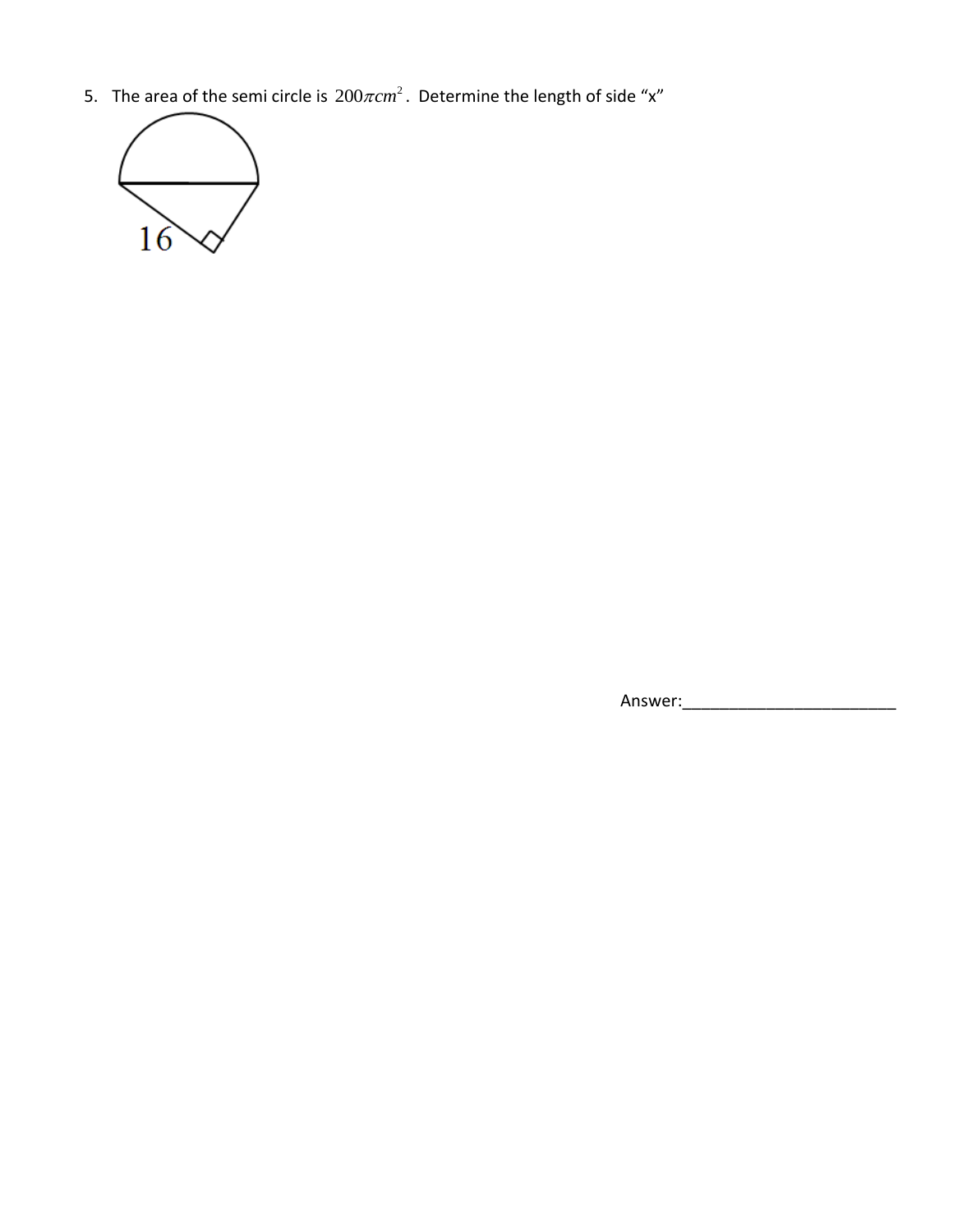5. The area of the semi circle is $200\pi cm^2$. Determine the length of side "x"

16

Answer:________________________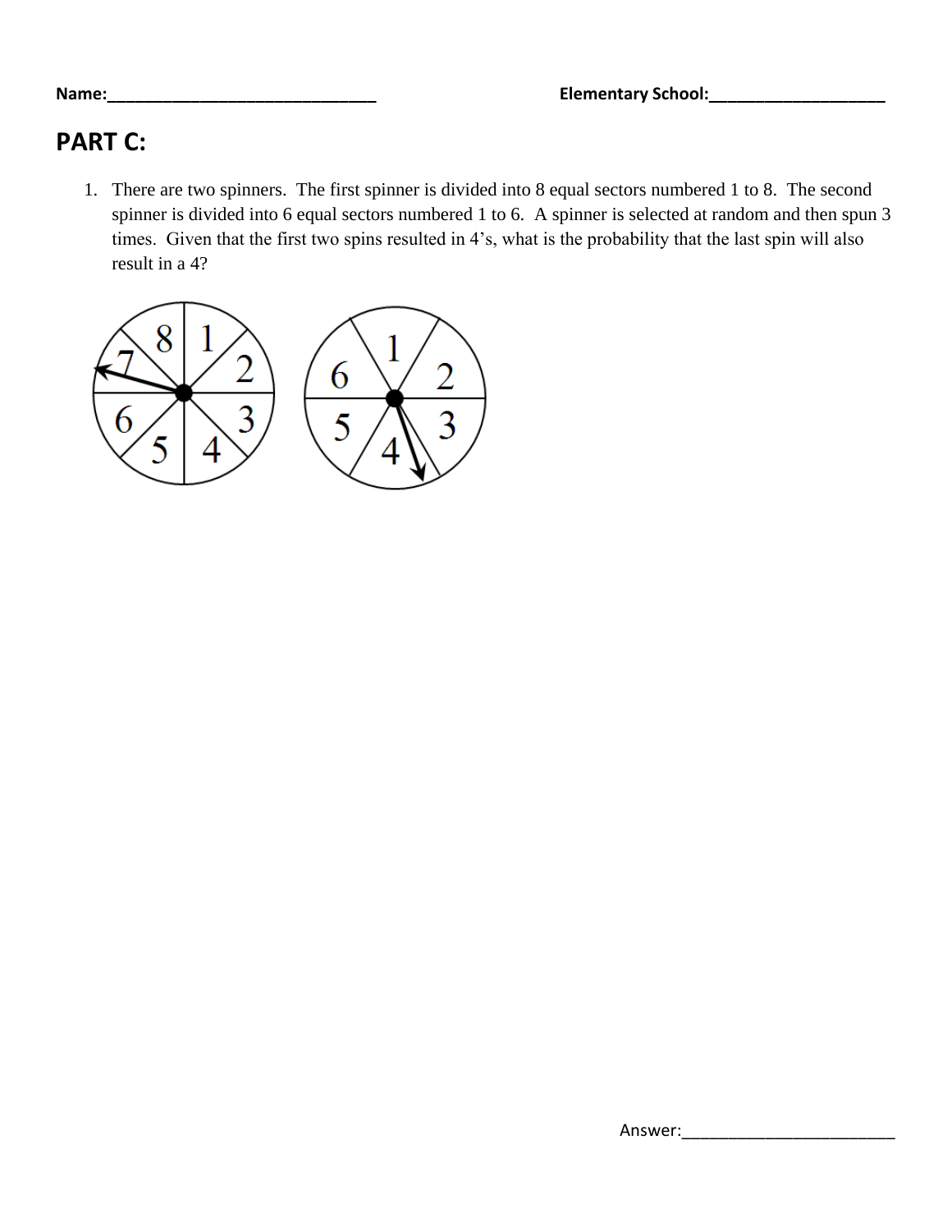Name:______________________________ Elementary School:___________________

## PART C:

1. There are two spinners. The first spinner is divided into 8 equal sectors numbered 1 to 8. The second spinner is divided into 6 equal sectors numbered 1 to 6. A spinner is selected at random and then spun 3 times. Given that the first two spins resulted in 4's, what is the probability that the last spin will also result in a 4?

Answer:________________________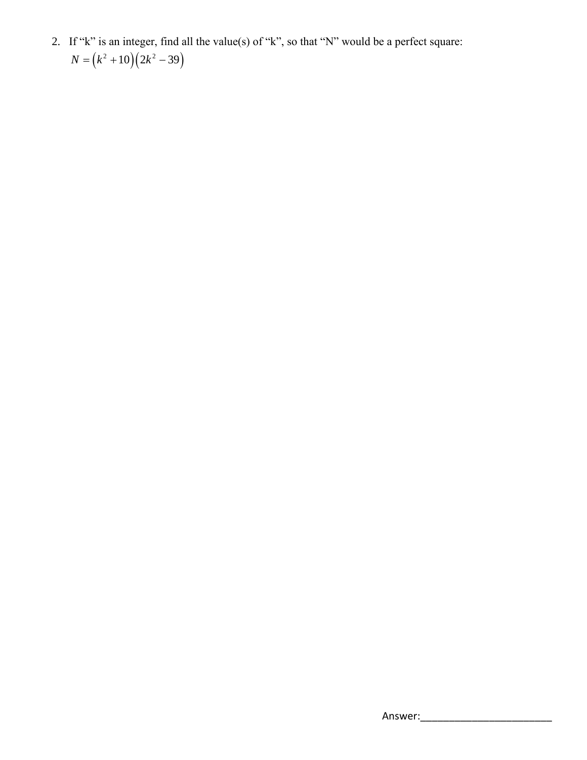2. If "k" is an integer, find all the value(s) of "k", so that "N" would be a perfect square:

$$N = \left(k^2 + 10\right)\left(2k^2 - 39\right)$$

Answer:________________________